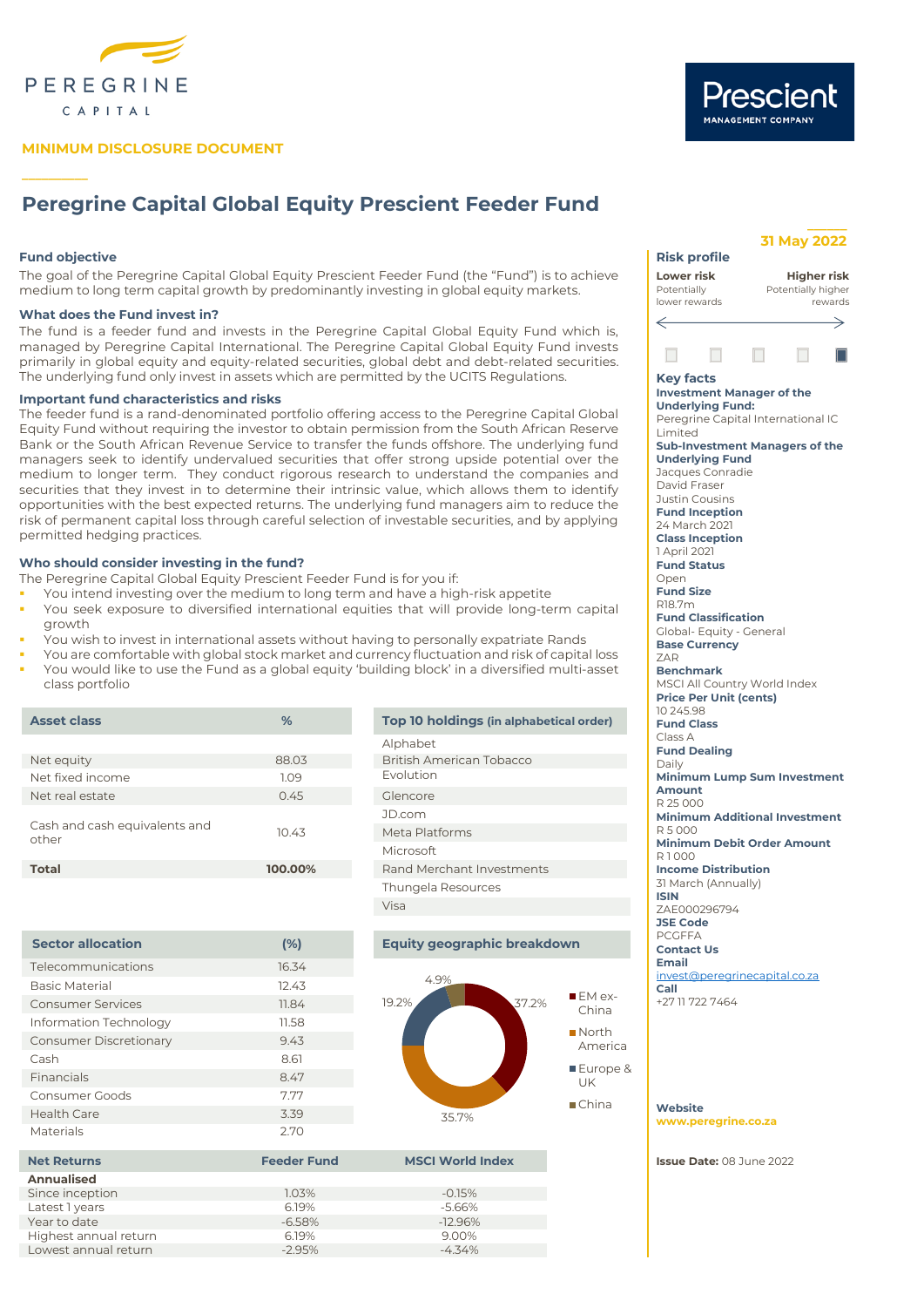PEREGRINE CAPITAL

**MINIMUM DISCLOSURE DOCUMENT**

Prescient MANAGEMENT COMPANY

# Peregrine Capital Global Equity Prescient Feeder Fund

**31 May 2022**

### Fund objective

The goal of the Peregrine Capital Global Equity Prescient Feeder Fund (the "Fund") is to achieve medium to long term capital growth by predominantly investing in global equity markets.

### What does the Fund invest in?

The fund is a feeder fund and invests in the Peregrine Capital Global Equity Fund which is, managed by Peregrine Capital International. The Peregrine Capital Global Equity Fund invests primarily in global equity and equity-related securities, global debt and debt-related securities. The underlying fund only invest in assets which are permitted by the UCITS Regulations.

### Important fund characteristics and risks

The feeder fund is a rand-denominated portfolio offering access to the Peregrine Capital Global Equity Fund without requiring the investor to obtain permission from the South African Reserve Bank or the South African Revenue Service to transfer the funds offshore. The underlying fund managers seek to identify undervalued securities that offer strong upside potential over the medium to longer term. They conduct rigorous research to understand the companies and securities that they invest in to determine their intrinsic value, which allows them to identify opportunities with the best expected returns. The underlying fund managers aim to reduce the risk of permanent capital loss through careful selection of investable securities, and by applying permitted hedging practices.

### Who should consider investing in the fund?

The Peregrine Capital Global Equity Prescient Feeder Fund is for you if:

- You intend investing over the medium to long term and have a high-risk appetite
- You seek exposure to diversified international equities that will provide long-term capital growth
- You wish to invest in international assets without having to personally expatriate Rands
- You are comfortable with global stock market and currency fluctuation and risk of capital loss
- You would like to use the Fund as a global equity 'building block' in a diversified multi-asset class portfolio

| Asset class | % |
|---|---|
| Net equity | 88.03 |
| Net fixed income | 1.09 |
| Net real estate | 0.45 |
| Cash and cash equivalents and other | 10.43 |
| **Total** | **100.00%** |

| Top 10 holdings (in alphabetical order) |
|---|
| Alphabet |
| British American Tobacco |
| Evolution |
| Glencore |
| JD.com |
| Meta Platforms |
| Microsoft |
| Rand Merchant Investments |
| Thungela Resources |
| Visa |

| Sector allocation | (%) |
|---|---|
| Telecommunications | 16.34 |
| Basic Material | 12.43 |
| Consumer Services | 11.84 |
| Information Technology | 11.58 |
| Consumer Discretionary | 9.43 |
| Cash | 8.61 |
| Financials | 8.47 |
| Consumer Goods | 7.77 |
| Health Care | 3.39 |
| Materials | 2.70 |

**Equity geographic breakdown**

| Region | % |
|---|---|
| EM ex-China | 37.2% |
| North America | 35.7% |
| Europe & UK | 19.2% |
| China | 4.9% |

| Net Returns | Feeder Fund | MSCI World Index |
|---|---|---|
| **Annualised** | | |
| Since inception | 1.03% | -0.15% |
| Latest 1 years | 6.19% | -5.66% |
| Year to date | -6.58% | -12.96% |
| Highest annual return | 6.19% | 9.00% |
| Lowest annual return | -2.95% | -4.34% |

### Risk profile

**Lower risk** Potentially lower rewards — **Higher risk** Potentially higher rewards

### Key facts

**Investment Manager of the Underlying Fund:**
Peregrine Capital International IC Limited

**Sub-Investment Managers of the Underlying Fund**
Jacques Conradie
David Fraser
Justin Cousins

**Fund Inception**
24 March 2021

**Class Inception**
1 April 2021

**Fund Status**
Open

**Fund Size**
R18.7m

**Fund Classification**
Global- Equity - General

**Base Currency**
ZAR

**Benchmark**
MSCI All Country World Index

**Price Per Unit (cents)**
10 245.98

**Fund Class**
Class A

**Fund Dealing**
Daily

**Minimum Lump Sum Investment Amount**
R 25 000

**Minimum Additional Investment**
R 5 000

**Minimum Debit Order Amount**
R 1 000

**Income Distribution**
31 March (Annually)

**ISIN**
ZAE000296794

**JSE Code**
PCGFFA

**Contact Us**

**Email**
invest@peregrinecapital.co.za

**Call**
+27 11 722 7464

**Website**
www.peregrine.co.za

**Issue Date:** 08 June 2022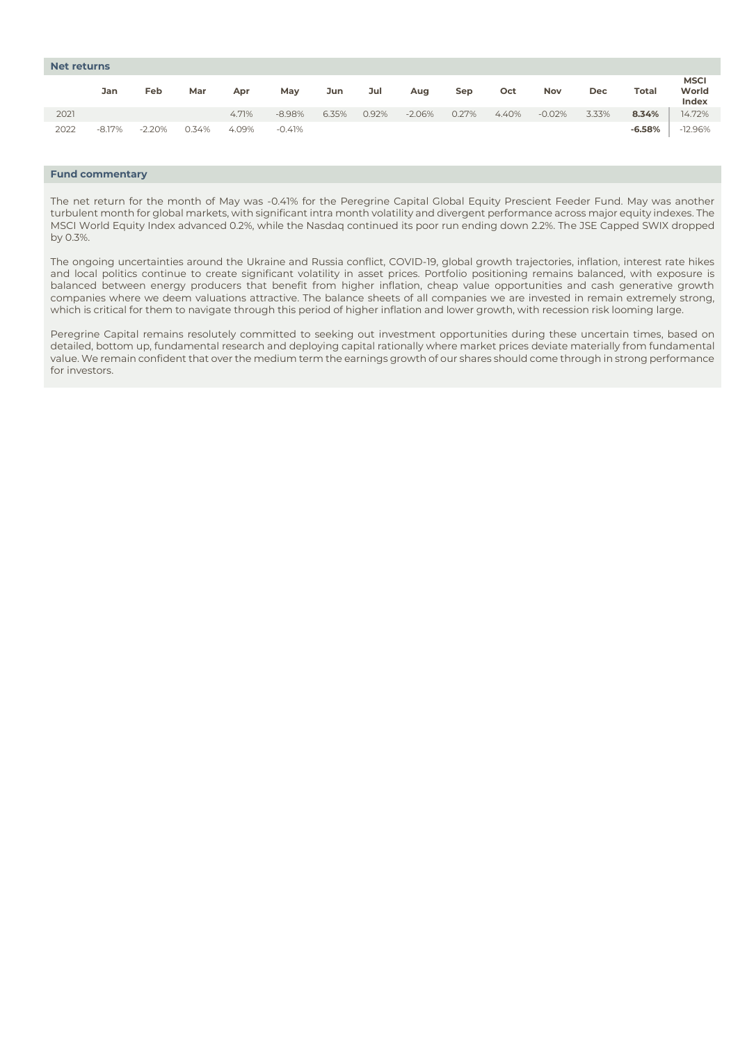## Net returns

| | Jan | Feb | Mar | Apr | May | Jun | Jul | Aug | Sep | Oct | Nov | Dec | Total | MSCI World Index |
|---|---|---|---|---|---|---|---|---|---|---|---|---|---|---|
| 2021 | | | | 4.71% | -8.98% | 6.35% | 0.92% | -2.06% | 0.27% | 4.40% | -0.02% | 3.33% | **8.34%** | 14.72% |
| 2022 | -8.17% | -2.20% | 0.34% | 4.09% | -0.41% | | | | | | | | **-6.58%** | -12.96% |

## Fund commentary

The net return for the month of May was -0.41% for the Peregrine Capital Global Equity Prescient Feeder Fund. May was another turbulent month for global markets, with significant intra month volatility and divergent performance across major equity indexes. The MSCI World Equity Index advanced 0.2%, while the Nasdaq continued its poor run ending down 2.2%. The JSE Capped SWIX dropped by 0.3%.

The ongoing uncertainties around the Ukraine and Russia conflict, COVID-19, global growth trajectories, inflation, interest rate hikes and local politics continue to create significant volatility in asset prices. Portfolio positioning remains balanced, with exposure is balanced between energy producers that benefit from higher inflation, cheap value opportunities and cash generative growth companies where we deem valuations attractive. The balance sheets of all companies we are invested in remain extremely strong, which is critical for them to navigate through this period of higher inflation and lower growth, with recession risk looming large.

Peregrine Capital remains resolutely committed to seeking out investment opportunities during these uncertain times, based on detailed, bottom up, fundamental research and deploying capital rationally where market prices deviate materially from fundamental value. We remain confident that over the medium term the earnings growth of our shares should come through in strong performance for investors.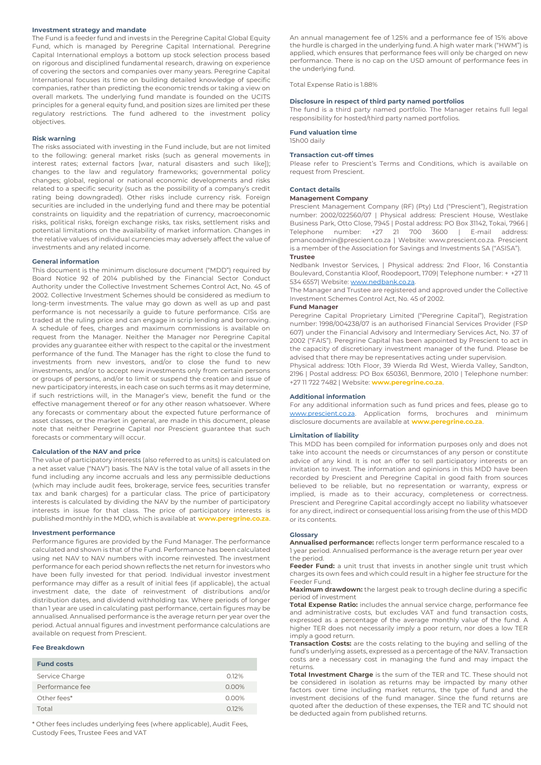### Investment strategy and mandate

The Fund is a feeder fund and invests in the Peregrine Capital Global Equity Fund, which is managed by Peregrine Capital International. Peregrine Capital International employs a bottom up stock selection process based on rigorous and disciplined fundamental research, drawing on experience of covering the sectors and companies over many years. Peregrine Capital International focuses its time on building detailed knowledge of specific companies, rather than predicting the economic trends or taking a view on overall markets. The underlying fund mandate is founded on the UCITS principles for a general equity fund, and position sizes are limited per these regulatory restrictions. The fund adhered to the investment policy objectives.

### Risk warning

The risks associated with investing in the Fund include, but are not limited to the following: general market risks (such as general movements in interest rates; external factors [war, natural disasters and such like]); changes to the law and regulatory frameworks; governmental policy changes; global, regional or national economic developments and risks related to a specific security (such as the possibility of a company's credit rating being downgraded). Other risks include currency risk. Foreign securities are included in the underlying fund and there may be potential constraints on liquidity and the repatriation of currency, macroeconomic risks, political risks, foreign exchange risks, tax risks, settlement risks and potential limitations on the availability of market information. Changes in the relative values of individual currencies may adversely affect the value of investments and any related income.

### General information

This document is the minimum disclosure document ("MDD") required by Board Notice 92 of 2014 published by the Financial Sector Conduct Authority under the Collective Investment Schemes Control Act, No. 45 of 2002. Collective Investment Schemes should be considered as medium to long-term investments. The value may go down as well as up and past performance is not necessarily a guide to future performance. CISs are traded at the ruling price and can engage in scrip lending and borrowing. A schedule of fees, charges and maximum commissions is available on request from the Manager. Neither the Manager nor Peregrine Capital provides any guarantee either with respect to the capital or the investment performance of the fund. The Manager has the right to close the fund to investments from new investors, and/or to close the fund to new investments, and/or to accept new investments only from certain persons or groups of persons, and/or to limit or suspend the creation and issue of new participatory interests, in each case on such terms as it may determine, if such restrictions will, in the Manager's view, benefit the fund or the effective management thereof or for any other reason whatsoever. Where any forecasts or commentary about the expected future performance of asset classes, or the market in general, are made in this document, please note that neither Peregrine Capital nor Prescient guarantee that such forecasts or commentary will occur.

### Calculation of the NAV and price

The value of participatory interests (also referred to as units) is calculated on a net asset value ("NAV") basis. The NAV is the total value of all assets in the fund including any income accruals and less any permissible deductions (which may include audit fees, brokerage, service fees, securities transfer tax and bank charges) for a particular class. The price of participatory interests is calculated by dividing the NAV by the number of participatory interests in issue for that class. The price of participatory interests is published monthly in the MDD, which is available at **www.peregrine.co.za**.

### Investment performance

Performance figures are provided by the Fund Manager. The performance calculated and shown is that of the Fund. Performance has been calculated using net NAV to NAV numbers with income reinvested. The investment performance for each period shown reflects the net return for investors who have been fully invested for that period. Individual investor investment performance may differ as a result of initial fees (if applicable), the actual investment date, the date of reinvestment of distributions and/or distribution dates, and dividend withholding tax. Where periods of longer than 1 year are used in calculating past performance, certain figures may be annualised. Annualised performance is the average return per year over the period. Actual annual figures and investment performance calculations are available on request from Prescient.

### Fee Breakdown

| Fund costs | |
|---|---|
| Service Charge | 0.12% |
| Performance fee | 0.00% |
| Other fees* | 0.00% |
| Total | 0.12% |

\* Other fees includes underlying fees (where applicable), Audit Fees, Custody Fees, Trustee Fees and VAT

An annual management fee of 1.25% and a performance fee of 15% above the hurdle is charged in the underlying fund. A high water mark ("HWM") is applied, which ensures that performance fees will only be charged on new performance. There is no cap on the USD amount of performance fees in the underlying fund.

Total Expense Ratio is 1.88%

### Disclosure in respect of third party named portfolios

The fund is a third party named portfolio. The Manager retains full legal responsibility for hosted/third party named portfolios.

### Fund valuation time

15h00 daily

### Transaction cut-off times

Please refer to Prescient's Terms and Conditions, which is available on request from Prescient.

### Contact details

**Management Company**

Prescient Management Company (RF) (Pty) Ltd ("Prescient"), Registration number: 2002/022560/07 | Physical address: Prescient House, Westlake Business Park, Otto Close, 7945 | Postal address: PO Box 31142, Tokai, 7966 | Telephone number: +27 21 700 3600 | E-mail address: pmancoadmin@prescient.co.za | Website: www.prescient.co.za. Prescient is a member of the Association for Savings and Investments SA ("ASISA").

**Trustee**

Nedbank Investor Services, | Physical address: 2nd Floor, 16 Constantia Boulevard, Constantia Kloof, Roodepoort, 1709| Telephone number: + +27 11 534 6557| Website: www.nedbank.co.za.

The Manager and Trustee are registered and approved under the Collective Investment Schemes Control Act, No. 45 of 2002.

**Fund Manager**

Peregrine Capital Proprietary Limited ("Peregrine Capital"), Registration number: 1998/004238/07 is an authorised Financial Services Provider (FSP 607) under the Financial Advisory and Intermediary Services Act, No. 37 of 2002 ("FAIS"). Peregrine Capital has been appointed by Prescient to act in the capacity of discretionary investment manager of the fund. Please be advised that there may be representatives acting under supervision.

Physical address: 10th Floor, 39 Wierda Rd West, Wierda Valley, Sandton, 2196 | Postal address: PO Box 650361, Benmore, 2010 | Telephone number: +27 11 722 7482 | Website: **www.peregrine.co.za**.

### Additional information

For any additional information such as fund prices and fees, please go to www.prescient.co.za. Application forms, brochures and minimum disclosure documents are available at **www.peregrine.co.za**.

### Limitation of liability

This MDD has been compiled for information purposes only and does not take into account the needs or circumstances of any person or constitute advice of any kind. It is not an offer to sell participatory interests or an invitation to invest. The information and opinions in this MDD have been recorded by Prescient and Peregrine Capital in good faith from sources believed to be reliable, but no representation or warranty, express or implied, is made as to their accuracy, completeness or correctness. Prescient and Peregrine Capital accordingly accept no liability whatsoever for any direct, indirect or consequential loss arising from the use of this MDD or its contents.

### Glossary

**Annualised performance:** reflects longer term performance rescaled to a 1 year period. Annualised performance is the average return per year over the period.

**Feeder Fund:** a unit trust that invests in another single unit trust which charges its own fees and which could result in a higher fee structure for the Feeder Fund.

**Maximum drawdown:** the largest peak to trough decline during a specific period of investment

**Total Expense Ratio:** includes the annual service charge, performance fee and administrative costs, but excludes VAT and fund transaction costs, expressed as a percentage of the average monthly value of the fund. A higher TER does not necessarily imply a poor return, nor does a low TER imply a good return.

**Transaction Costs:** are the costs relating to the buying and selling of the fund's underlying assets, expressed as a percentage of the NAV. Transaction costs are a necessary cost in managing the fund and may impact the returns.

**Total Investment Charge** is the sum of the TER and TC. These should not be considered in isolation as returns may be impacted by many other factors over time including market returns, the type of fund and the investment decisions of the fund manager. Since the fund returns are quoted after the deduction of these expenses, the TER and TC should not be deducted again from published returns.